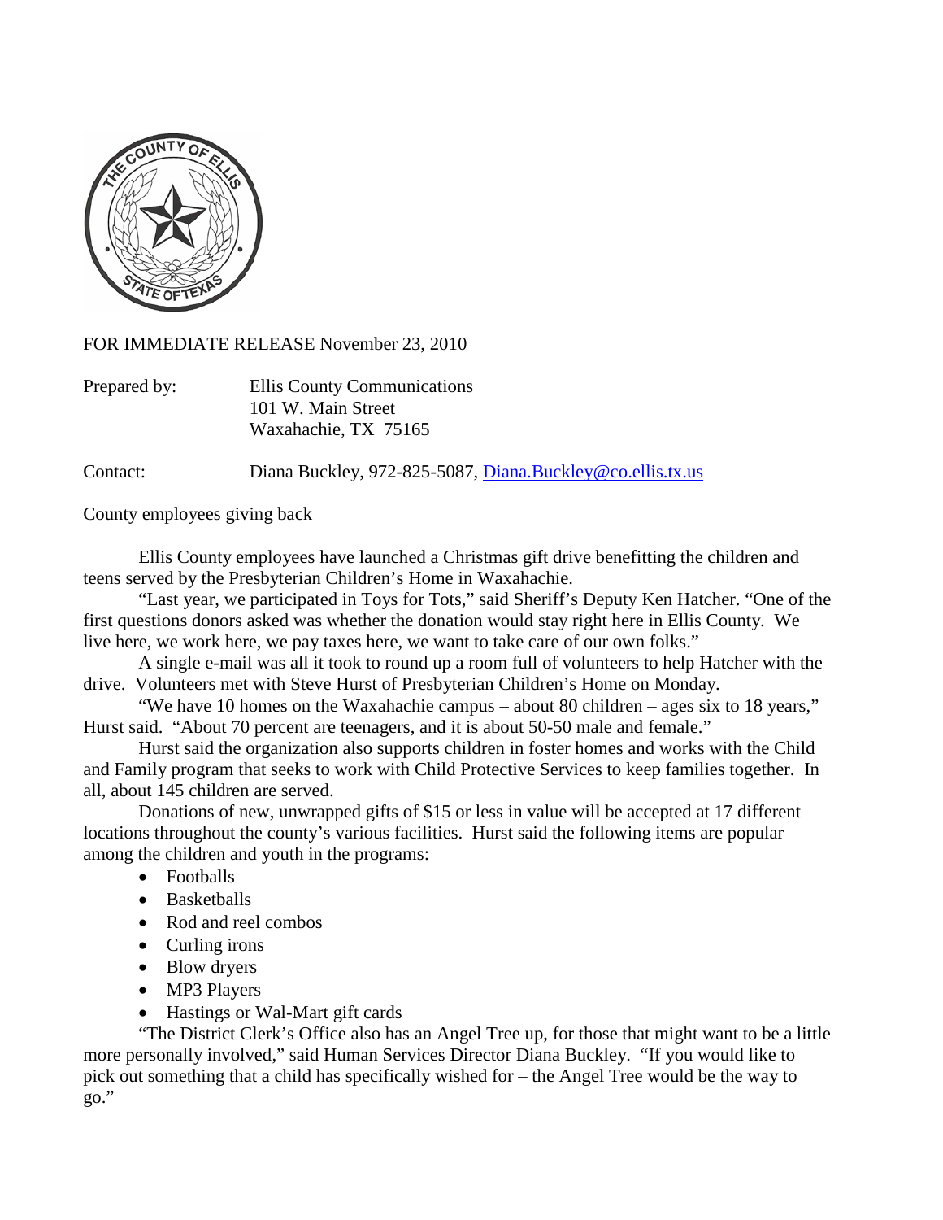FOR IMMEDIATE RELEASE November 23, 2010

Prepared by: Ellis County Communications
101 W. Main Street
Waxahachie, TX 75165

Contact: Diana Buckley, 972-825-5087, [Diana.Buckley@co.ellis.tx.us](mailto:Diana.Buckley@co.ellis.tx.us)

County employees giving back

Ellis County employees have launched a Christmas gift drive benefitting the children and teens served by the Presbyterian Children's Home in Waxahachie.

"Last year, we participated in Toys for Tots," said Sheriff's Deputy Ken Hatcher. "One of the first questions donors asked was whether the donation would stay right here in Ellis County. We live here, we work here, we pay taxes here, we want to take care of our own folks."

A single e-mail was all it took to round up a room full of volunteers to help Hatcher with the drive. Volunteers met with Steve Hurst of Presbyterian Children's Home on Monday.

"We have 10 homes on the Waxahachie campus – about 80 children – ages six to 18 years," Hurst said. "About 70 percent are teenagers, and it is about 50-50 male and female."

Hurst said the organization also supports children in foster homes and works with the Child and Family program that seeks to work with Child Protective Services to keep families together. In all, about 145 children are served.

Donations of new, unwrapped gifts of $15 or less in value will be accepted at 17 different locations throughout the county's various facilities. Hurst said the following items are popular among the children and youth in the programs:

- Footballs
- Basketballs
- Rod and reel combos
- Curling irons
- Blow dryers
- MP3 Players
- Hastings or Wal-Mart gift cards

"The District Clerk's Office also has an Angel Tree up, for those that might want to be a little more personally involved," said Human Services Director Diana Buckley. "If you would like to pick out something that a child has specifically wished for – the Angel Tree would be the way to go."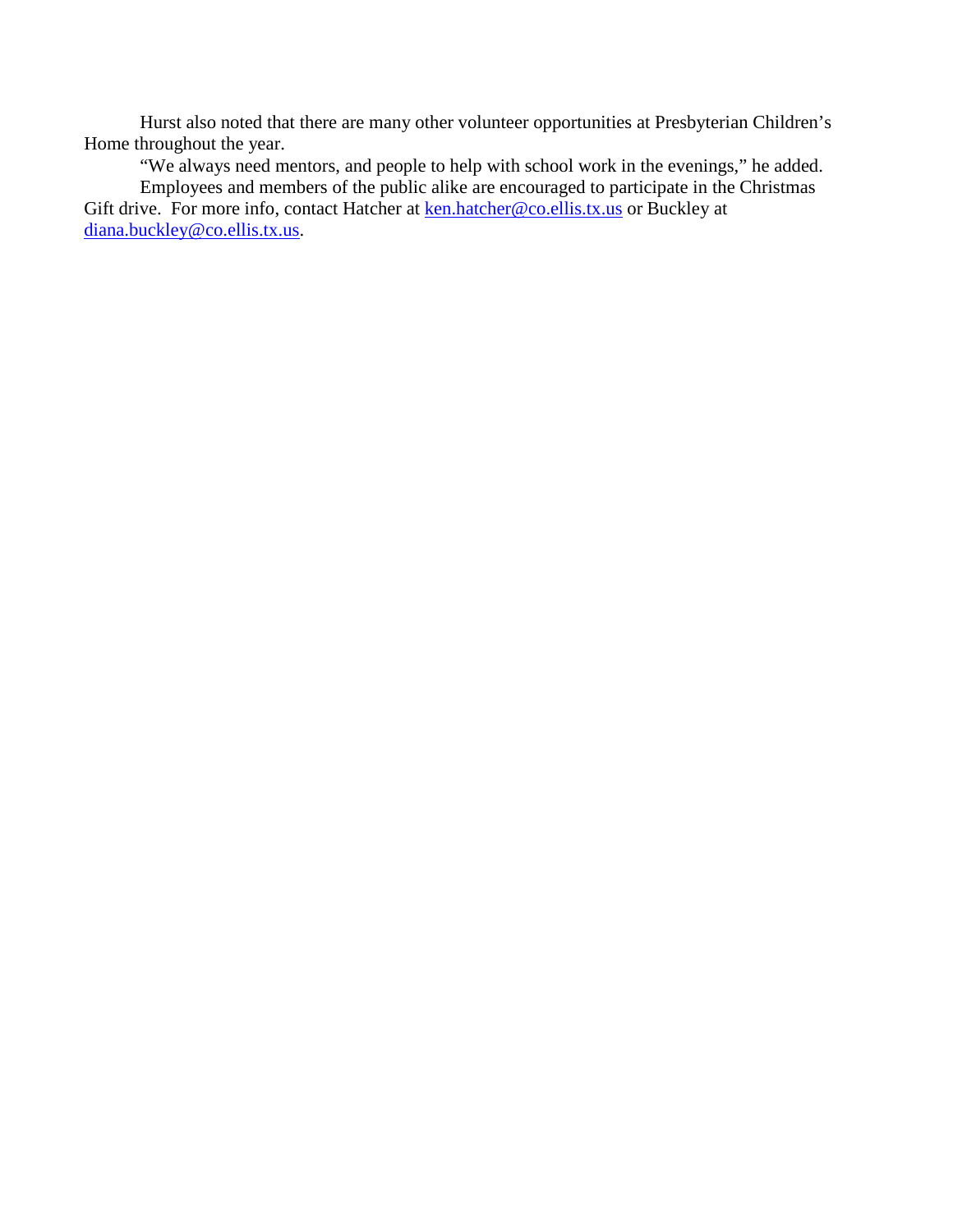Hurst also noted that there are many other volunteer opportunities at Presbyterian Children's Home throughout the year.

"We always need mentors, and people to help with school work in the evenings," he added.

Employees and members of the public alike are encouraged to participate in the Christmas Gift drive. For more info, contact Hatcher at [ken.hatcher@co.ellis.tx.us](mailto:ken.hatcher@co.ellis.tx.us) or Buckley at [diana.buckley@co.ellis.tx.us](mailto:diana.buckley@co.ellis.tx.us).